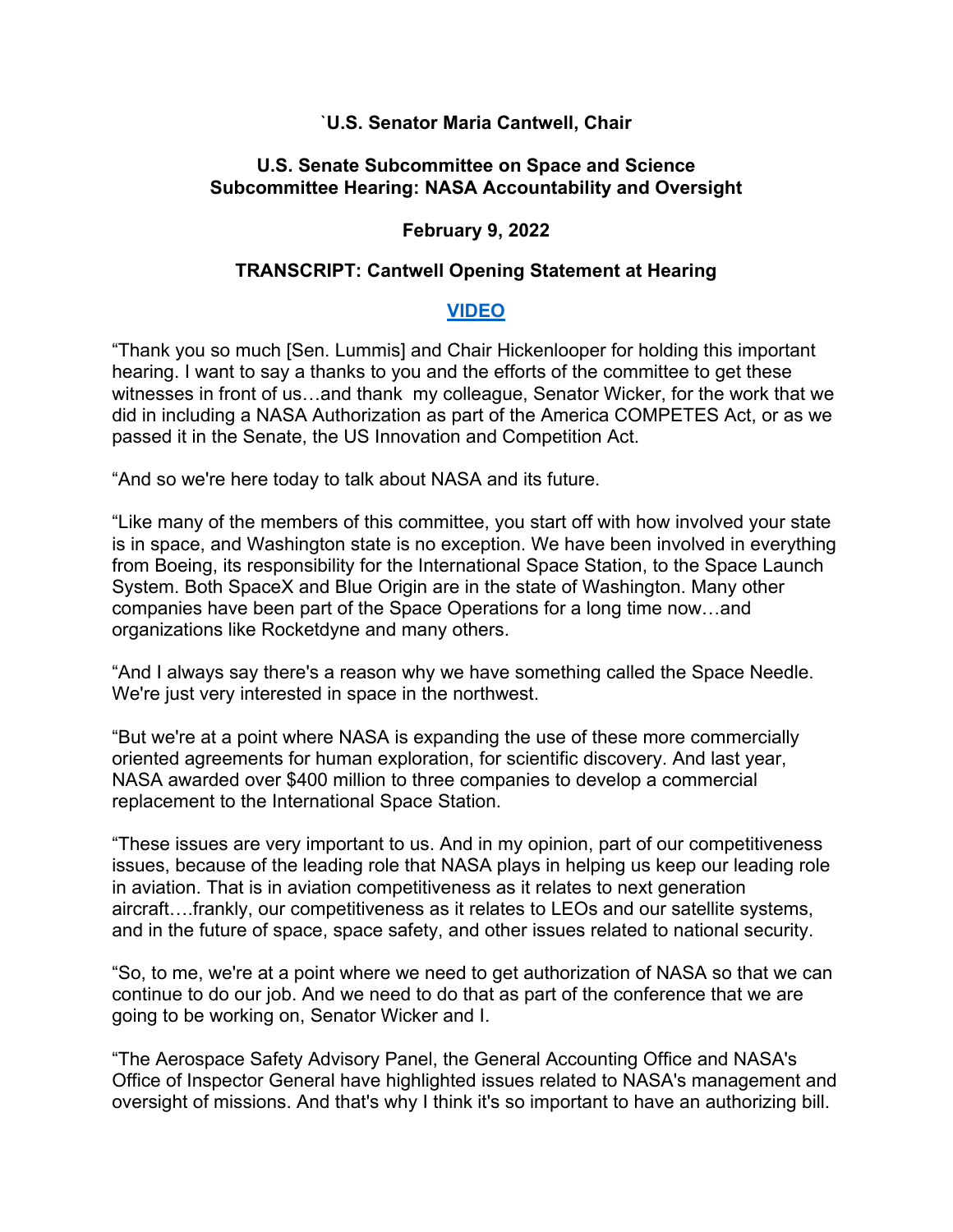**`U.S. Senator Maria Cantwell, Chair**

**U.S. Senate Subcommittee on Space and Science**
**Subcommittee Hearing: NASA Accountability and Oversight**

**February 9, 2022**

**TRANSCRIPT: Cantwell Opening Statement at Hearing**

**VIDEO**

"Thank you so much [Sen. Lummis] and Chair Hickenlooper for holding this important hearing. I want to say a thanks to you and the efforts of the committee to get these witnesses in front of us…and thank my colleague, Senator Wicker, for the work that we did in including a NASA Authorization as part of the America COMPETES Act, or as we passed it in the Senate, the US Innovation and Competition Act.

"And so we're here today to talk about NASA and its future.

"Like many of the members of this committee, you start off with how involved your state is in space, and Washington state is no exception. We have been involved in everything from Boeing, its responsibility for the International Space Station, to the Space Launch System. Both SpaceX and Blue Origin are in the state of Washington. Many other companies have been part of the Space Operations for a long time now…and organizations like Rocketdyne and many others.

"And I always say there's a reason why we have something called the Space Needle. We're just very interested in space in the northwest.

"But we're at a point where NASA is expanding the use of these more commercially oriented agreements for human exploration, for scientific discovery. And last year, NASA awarded over $400 million to three companies to develop a commercial replacement to the International Space Station.

"These issues are very important to us. And in my opinion, part of our competitiveness issues, because of the leading role that NASA plays in helping us keep our leading role in aviation. That is in aviation competitiveness as it relates to next generation aircraft….frankly, our competitiveness as it relates to LEOs and our satellite systems, and in the future of space, space safety, and other issues related to national security.

"So, to me, we're at a point where we need to get authorization of NASA so that we can continue to do our job. And we need to do that as part of the conference that we are going to be working on, Senator Wicker and I.

"The Aerospace Safety Advisory Panel, the General Accounting Office and NASA's Office of Inspector General have highlighted issues related to NASA's management and oversight of missions. And that's why I think it's so important to have an authorizing bill.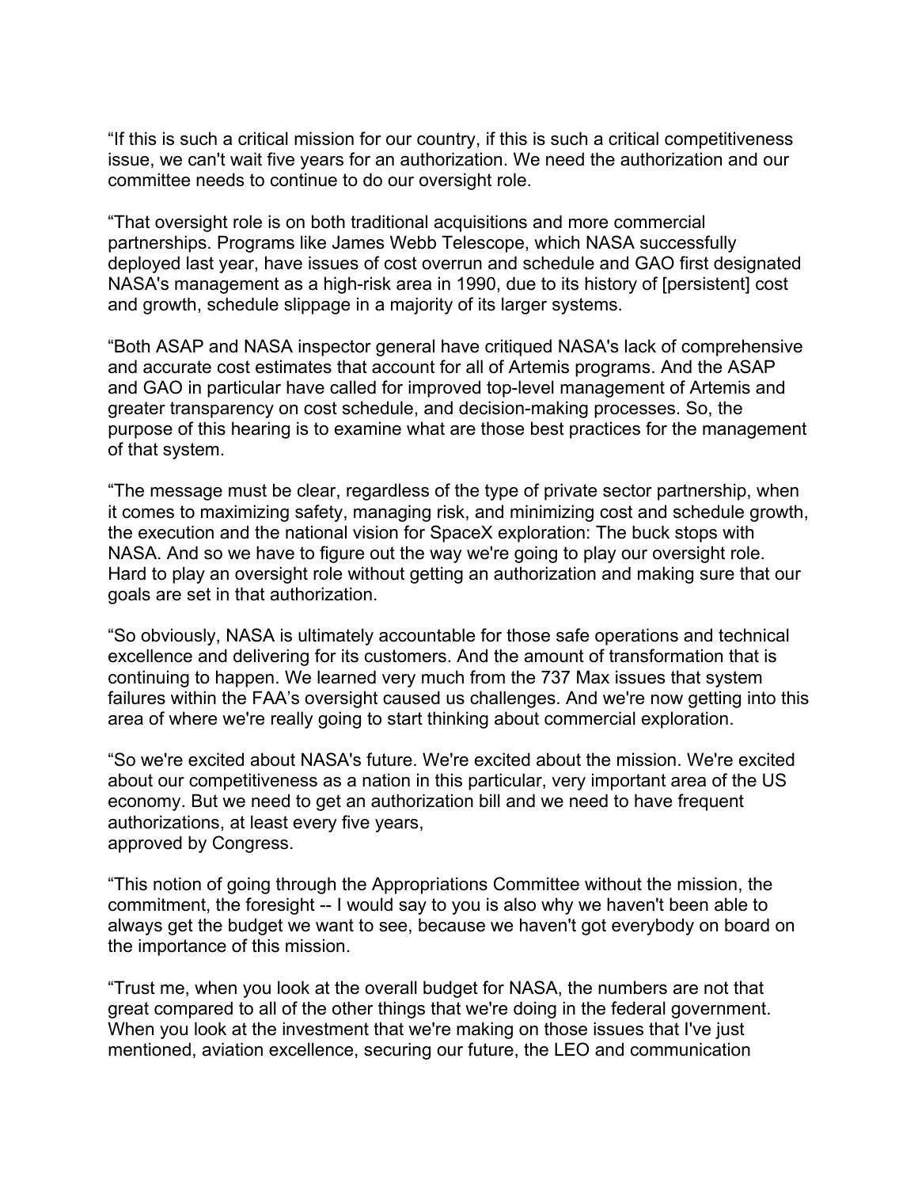“If this is such a critical mission for our country, if this is such a critical competitiveness issue, we can't wait five years for an authorization. We need the authorization and our committee needs to continue to do our oversight role.

“That oversight role is on both traditional acquisitions and more commercial partnerships. Programs like James Webb Telescope, which NASA successfully deployed last year, have issues of cost overrun and schedule and GAO first designated NASA's management as a high-risk area in 1990, due to its history of [persistent] cost and growth, schedule slippage in a majority of its larger systems.

“Both ASAP and NASA inspector general have critiqued NASA's lack of comprehensive and accurate cost estimates that account for all of Artemis programs. And the ASAP and GAO in particular have called for improved top-level management of Artemis and greater transparency on cost schedule, and decision-making processes. So, the purpose of this hearing is to examine what are those best practices for the management of that system.

“The message must be clear, regardless of the type of private sector partnership, when it comes to maximizing safety, managing risk, and minimizing cost and schedule growth, the execution and the national vision for SpaceX exploration: The buck stops with NASA. And so we have to figure out the way we're going to play our oversight role. Hard to play an oversight role without getting an authorization and making sure that our goals are set in that authorization.

“So obviously, NASA is ultimately accountable for those safe operations and technical excellence and delivering for its customers. And the amount of transformation that is continuing to happen. We learned very much from the 737 Max issues that system failures within the FAA’s oversight caused us challenges. And we're now getting into this area of where we're really going to start thinking about commercial exploration.

“So we're excited about NASA's future. We're excited about the mission. We're excited about our competitiveness as a nation in this particular, very important area of the US economy. But we need to get an authorization bill and we need to have frequent authorizations, at least every five years,
approved by Congress.

“This notion of going through the Appropriations Committee without the mission, the commitment, the foresight -- I would say to you is also why we haven't been able to always get the budget we want to see, because we haven't got everybody on board on the importance of this mission.

“Trust me, when you look at the overall budget for NASA, the numbers are not that great compared to all of the other things that we're doing in the federal government. When you look at the investment that we're making on those issues that I've just mentioned, aviation excellence, securing our future, the LEO and communication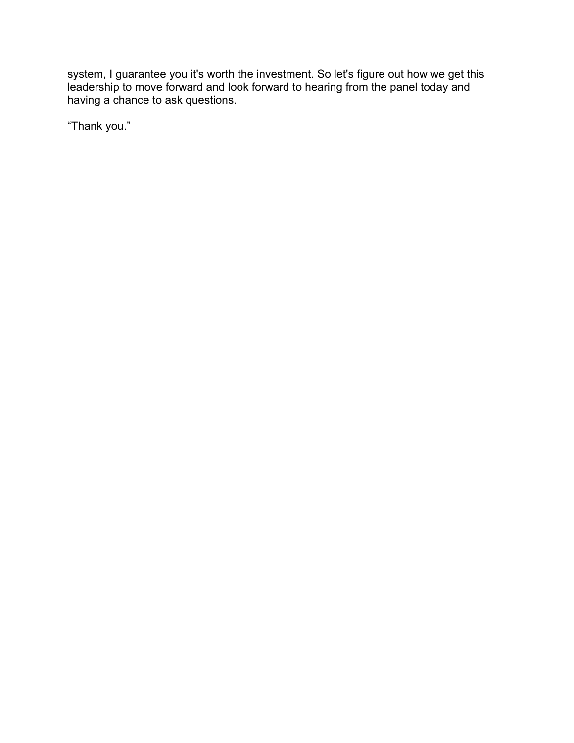system, I guarantee you it's worth the investment. So let's figure out how we get this leadership to move forward and look forward to hearing from the panel today and having a chance to ask questions.

“Thank you.”